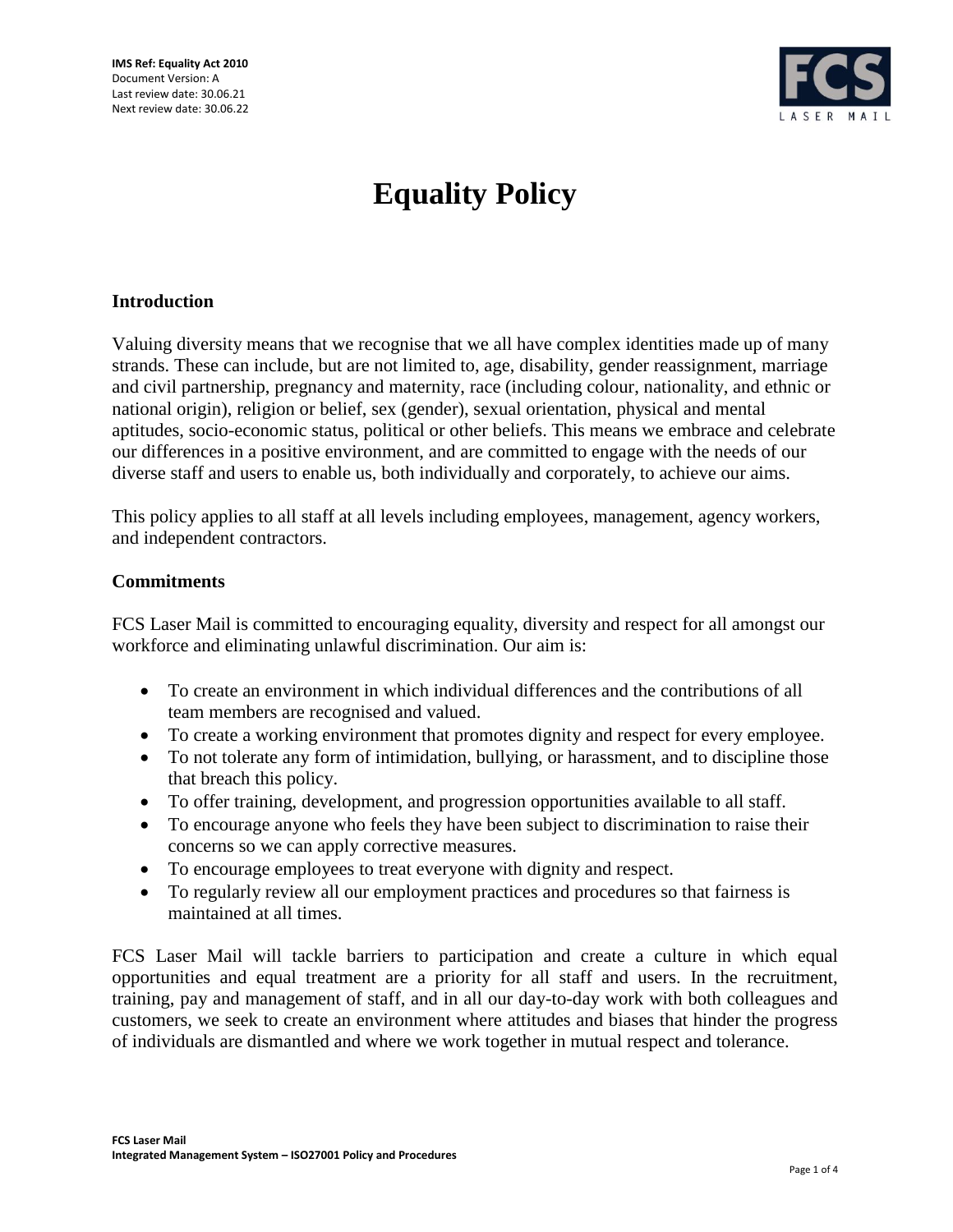**IMS Ref: Equality Act 2010**
Document Version: A
Last review date: 30.06.21
Next review date: 30.06.22

# Equality Policy

## Introduction

Valuing diversity means that we recognise that we all have complex identities made up of many strands. These can include, but are not limited to, age, disability, gender reassignment, marriage and civil partnership, pregnancy and maternity, race (including colour, nationality, and ethnic or national origin), religion or belief, sex (gender), sexual orientation, physical and mental aptitudes, socio-economic status, political or other beliefs. This means we embrace and celebrate our differences in a positive environment, and are committed to engage with the needs of our diverse staff and users to enable us, both individually and corporately, to achieve our aims.

This policy applies to all staff at all levels including employees, management, agency workers, and independent contractors.

## Commitments

FCS Laser Mail is committed to encouraging equality, diversity and respect for all amongst our workforce and eliminating unlawful discrimination. Our aim is:

- To create an environment in which individual differences and the contributions of all team members are recognised and valued.
- To create a working environment that promotes dignity and respect for every employee.
- To not tolerate any form of intimidation, bullying, or harassment, and to discipline those that breach this policy.
- To offer training, development, and progression opportunities available to all staff.
- To encourage anyone who feels they have been subject to discrimination to raise their concerns so we can apply corrective measures.
- To encourage employees to treat everyone with dignity and respect.
- To regularly review all our employment practices and procedures so that fairness is maintained at all times.

FCS Laser Mail will tackle barriers to participation and create a culture in which equal opportunities and equal treatment are a priority for all staff and users. In the recruitment, training, pay and management of staff, and in all our day-to-day work with both colleagues and customers, we seek to create an environment where attitudes and biases that hinder the progress of individuals are dismantled and where we work together in mutual respect and tolerance.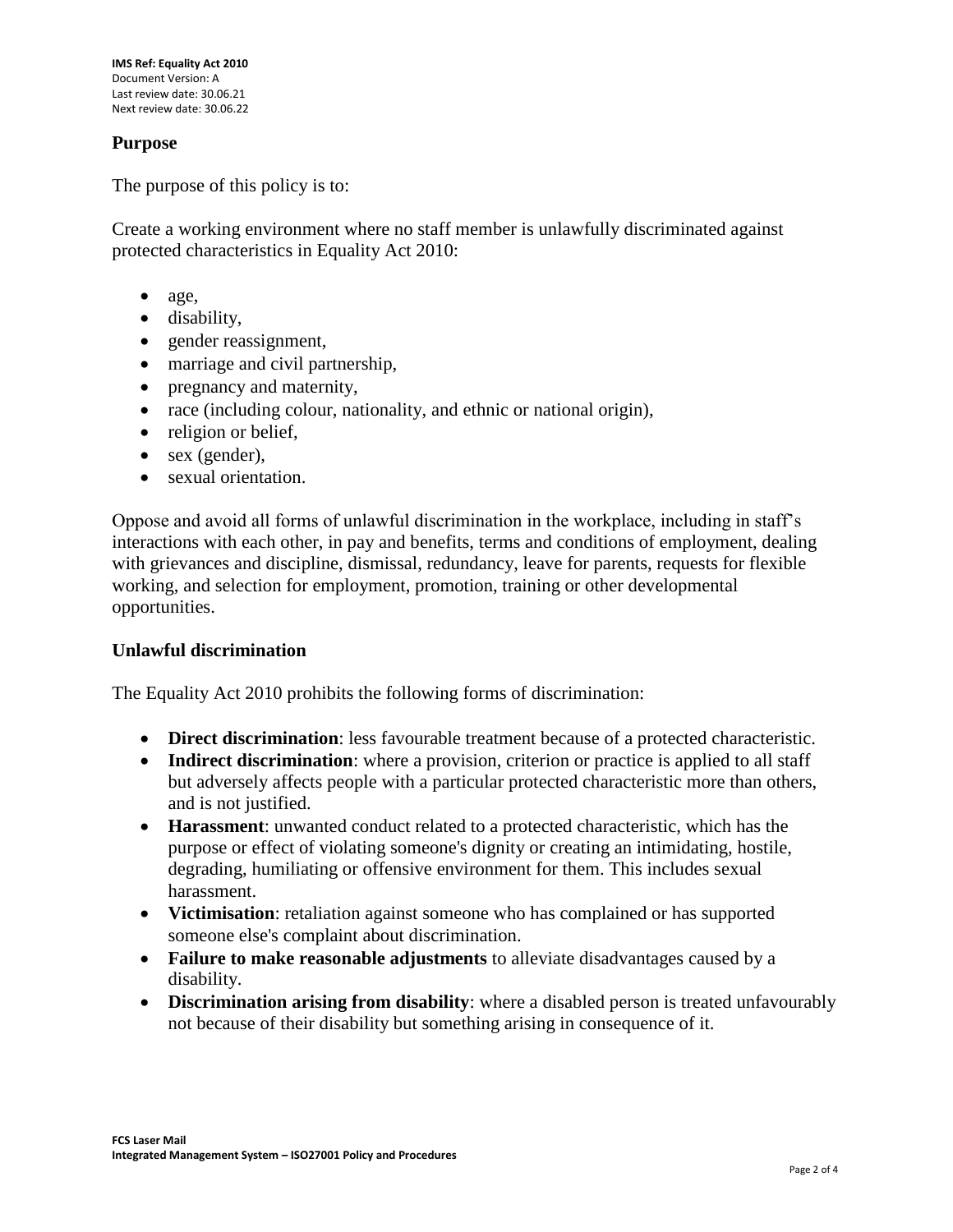## Purpose

The purpose of this policy is to:

Create a working environment where no staff member is unlawfully discriminated against protected characteristics in Equality Act 2010:

- age,
- disability,
- gender reassignment,
- marriage and civil partnership,
- pregnancy and maternity,
- race (including colour, nationality, and ethnic or national origin),
- religion or belief,
- sex (gender),
- sexual orientation.

Oppose and avoid all forms of unlawful discrimination in the workplace, including in staff's interactions with each other, in pay and benefits, terms and conditions of employment, dealing with grievances and discipline, dismissal, redundancy, leave for parents, requests for flexible working, and selection for employment, promotion, training or other developmental opportunities.

## Unlawful discrimination

The Equality Act 2010 prohibits the following forms of discrimination:

- **Direct discrimination**: less favourable treatment because of a protected characteristic.
- **Indirect discrimination**: where a provision, criterion or practice is applied to all staff but adversely affects people with a particular protected characteristic more than others, and is not justified.
- **Harassment**: unwanted conduct related to a protected characteristic, which has the purpose or effect of violating someone's dignity or creating an intimidating, hostile, degrading, humiliating or offensive environment for them. This includes sexual harassment.
- **Victimisation**: retaliation against someone who has complained or has supported someone else's complaint about discrimination.
- **Failure to make reasonable adjustments** to alleviate disadvantages caused by a disability.
- **Discrimination arising from disability**: where a disabled person is treated unfavourably not because of their disability but something arising in consequence of it.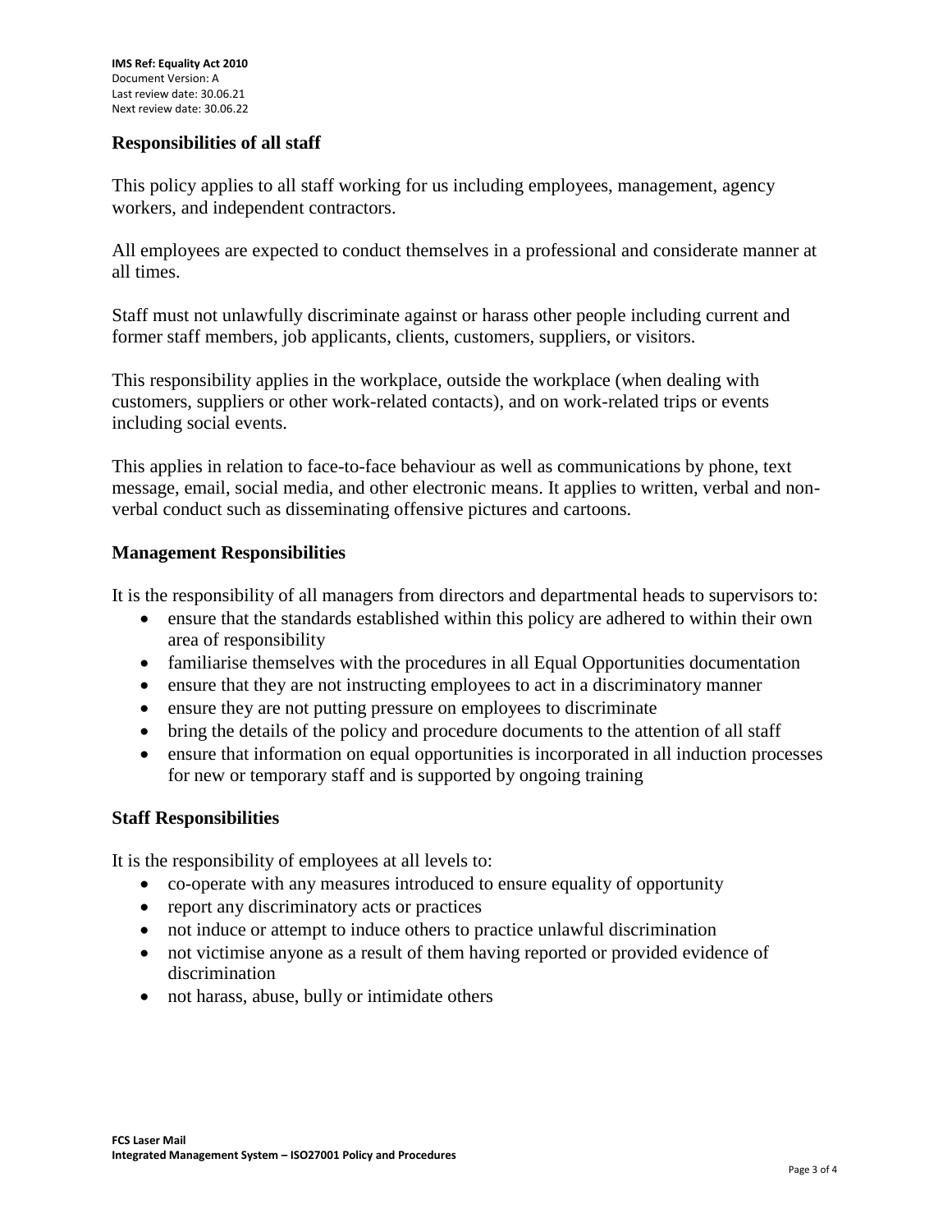## Responsibilities of all staff

This policy applies to all staff working for us including employees, management, agency workers, and independent contractors.

All employees are expected to conduct themselves in a professional and considerate manner at all times.

Staff must not unlawfully discriminate against or harass other people including current and former staff members, job applicants, clients, customers, suppliers, or visitors.

This responsibility applies in the workplace, outside the workplace (when dealing with customers, suppliers or other work-related contacts), and on work-related trips or events including social events.

This applies in relation to face-to-face behaviour as well as communications by phone, text message, email, social media, and other electronic means. It applies to written, verbal and non-verbal conduct such as disseminating offensive pictures and cartoons.

## Management Responsibilities

It is the responsibility of all managers from directors and departmental heads to supervisors to:

- ensure that the standards established within this policy are adhered to within their own area of responsibility
- familiarise themselves with the procedures in all Equal Opportunities documentation
- ensure that they are not instructing employees to act in a discriminatory manner
- ensure they are not putting pressure on employees to discriminate
- bring the details of the policy and procedure documents to the attention of all staff
- ensure that information on equal opportunities is incorporated in all induction processes for new or temporary staff and is supported by ongoing training

## Staff Responsibilities

It is the responsibility of employees at all levels to:

- co-operate with any measures introduced to ensure equality of opportunity
- report any discriminatory acts or practices
- not induce or attempt to induce others to practice unlawful discrimination
- not victimise anyone as a result of them having reported or provided evidence of discrimination
- not harass, abuse, bully or intimidate others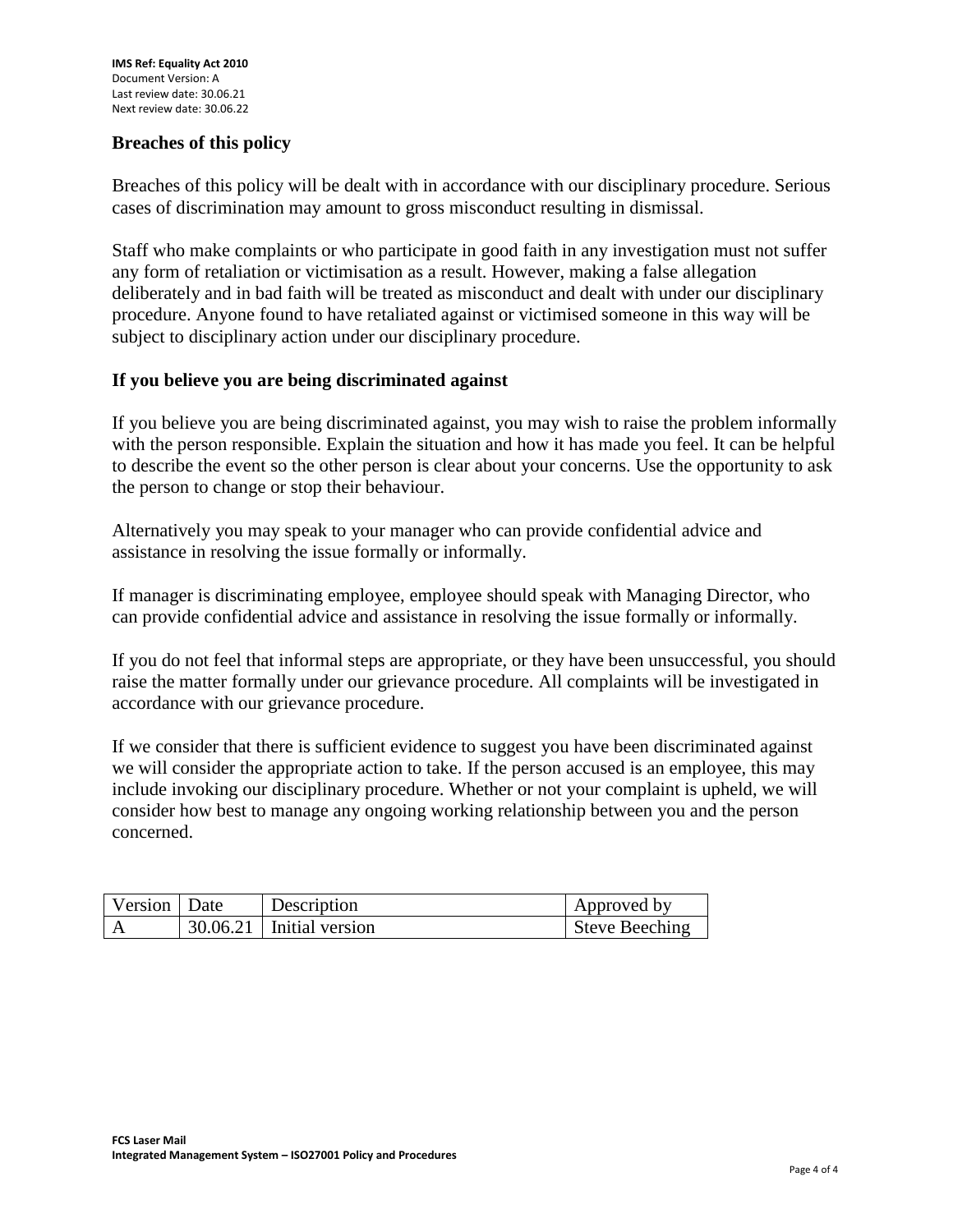## Breaches of this policy

Breaches of this policy will be dealt with in accordance with our disciplinary procedure. Serious cases of discrimination may amount to gross misconduct resulting in dismissal.

Staff who make complaints or who participate in good faith in any investigation must not suffer any form of retaliation or victimisation as a result. However, making a false allegation deliberately and in bad faith will be treated as misconduct and dealt with under our disciplinary procedure. Anyone found to have retaliated against or victimised someone in this way will be subject to disciplinary action under our disciplinary procedure.

## If you believe you are being discriminated against

If you believe you are being discriminated against, you may wish to raise the problem informally with the person responsible. Explain the situation and how it has made you feel. It can be helpful to describe the event so the other person is clear about your concerns. Use the opportunity to ask the person to change or stop their behaviour.

Alternatively you may speak to your manager who can provide confidential advice and assistance in resolving the issue formally or informally.

If manager is discriminating employee, employee should speak with Managing Director, who can provide confidential advice and assistance in resolving the issue formally or informally.

If you do not feel that informal steps are appropriate, or they have been unsuccessful, you should raise the matter formally under our grievance procedure. All complaints will be investigated in accordance with our grievance procedure.

If we consider that there is sufficient evidence to suggest you have been discriminated against we will consider the appropriate action to take. If the person accused is an employee, this may include invoking our disciplinary procedure. Whether or not your complaint is upheld, we will consider how best to manage any ongoing working relationship between you and the person concerned.

| Version | Date | Description | Approved by |
|---|---|---|---|
| A | 30.06.21 | Initial version | Steve Beeching |